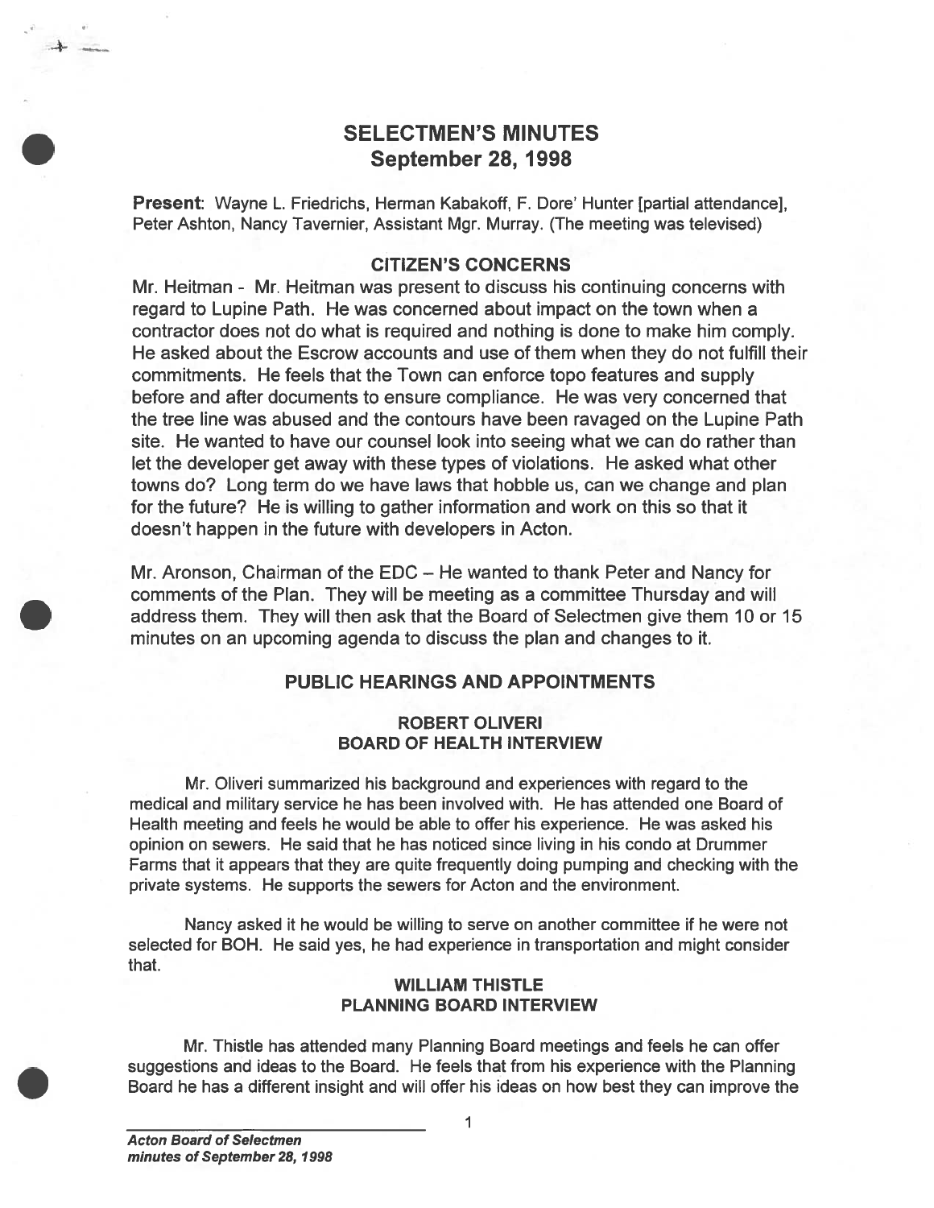# SELECTMEN'S MINUTES
## September 28, 1998

**Present**: Wayne L. Friedrichs, Herman Kabakoff, F. Dore' Hunter [partial attendance], Peter Ashton, Nancy Tavernier, Assistant Mgr. Murray. (The meeting was televised)

### CITIZEN'S CONCERNS

Mr. Heitman - Mr. Heitman was present to discuss his continuing concerns with regard to Lupine Path. He was concerned about impact on the town when a contractor does not do what is required and nothing is done to make him comply. He asked about the Escrow accounts and use of them when they do not fulfill their commitments. He feels that the Town can enforce topo features and supply before and after documents to ensure compliance. He was very concerned that the tree line was abused and the contours have been ravaged on the Lupine Path site. He wanted to have our counsel look into seeing what we can do rather than let the developer get away with these types of violations. He asked what other towns do? Long term do we have laws that hobble us, can we change and plan for the future? He is willing to gather information and work on this so that it doesn't happen in the future with developers in Acton.

Mr. Aronson, Chairman of the EDC – He wanted to thank Peter and Nancy for comments of the Plan. They will be meeting as a committee Thursday and will address them. They will then ask that the Board of Selectmen give them 10 or 15 minutes on an upcoming agenda to discuss the plan and changes to it.

### PUBLIC HEARINGS AND APPOINTMENTS

#### ROBERT OLIVERI
#### BOARD OF HEALTH INTERVIEW

Mr. Oliveri summarized his background and experiences with regard to the medical and military service he has been involved with. He has attended one Board of Health meeting and feels he would be able to offer his experience. He was asked his opinion on sewers. He said that he has noticed since living in his condo at Drummer Farms that it appears that they are quite frequently doing pumping and checking with the private systems. He supports the sewers for Acton and the environment.

Nancy asked it he would be willing to serve on another committee if he were not selected for BOH. He said yes, he had experience in transportation and might consider that.

#### WILLIAM THISTLE
#### PLANNING BOARD INTERVIEW

Mr. Thistle has attended many Planning Board meetings and feels he can offer suggestions and ideas to the Board. He feels that from his experience with the Planning Board he has a different insight and will offer his ideas on how best they can improve the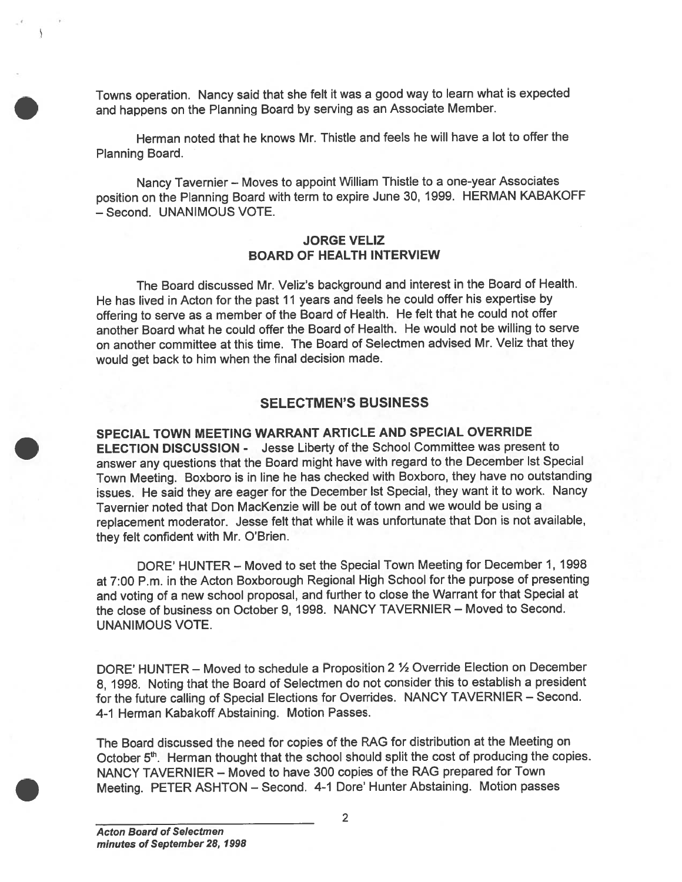Towns operation. Nancy said that she felt it was a good way to learn what is expected and happens on the Planning Board by serving as an Associate Member.

Herman noted that he knows Mr. Thistle and feels he will have a lot to offer the Planning Board.

Nancy Tavernier – Moves to appoint William Thistle to a one-year Associates position on the Planning Board with term to expire June 30, 1999. HERMAN KABAKOFF – Second. UNANIMOUS VOTE.

### JORGE VELIZ
### BOARD OF HEALTH INTERVIEW

The Board discussed Mr. Veliz's background and interest in the Board of Health. He has lived in Acton for the past 11 years and feels he could offer his expertise by offering to serve as a member of the Board of Health. He felt that he could not offer another Board what he could offer the Board of Health. He would not be willing to serve on another committee at this time. The Board of Selectmen advised Mr. Veliz that they would get back to him when the final decision made.

## SELECTMEN'S BUSINESS

**SPECIAL TOWN MEETING WARRANT ARTICLE AND SPECIAL OVERRIDE ELECTION DISCUSSION -** Jesse Liberty of the School Committee was present to answer any questions that the Board might have with regard to the December Ist Special Town Meeting. Boxboro is in line he has checked with Boxboro, they have no outstanding issues. He said they are eager for the December Ist Special, they want it to work. Nancy Tavernier noted that Don MacKenzie will be out of town and we would be using a replacement moderator. Jesse felt that while it was unfortunate that Don is not available, they felt confident with Mr. O'Brien.

DORE' HUNTER – Moved to set the Special Town Meeting for December 1, 1998 at 7:00 P.m. in the Acton Boxborough Regional High School for the purpose of presenting and voting of a new school proposal, and further to close the Warrant for that Special at the close of business on October 9, 1998. NANCY TAVERNIER – Moved to Second. UNANIMOUS VOTE.

DORE' HUNTER – Moved to schedule a Proposition 2 ½ Override Election on December 8, 1998. Noting that the Board of Selectmen do not consider this to establish a president for the future calling of Special Elections for Overrides. NANCY TAVERNIER – Second. 4-1 Herman Kabakoff Abstaining. Motion Passes.

The Board discussed the need for copies of the RAG for distribution at the Meeting on October 5th. Herman thought that the school should split the cost of producing the copies. NANCY TAVERNIER – Moved to have 300 copies of the RAG prepared for Town Meeting. PETER ASHTON – Second. 4-1 Dore' Hunter Abstaining. Motion passes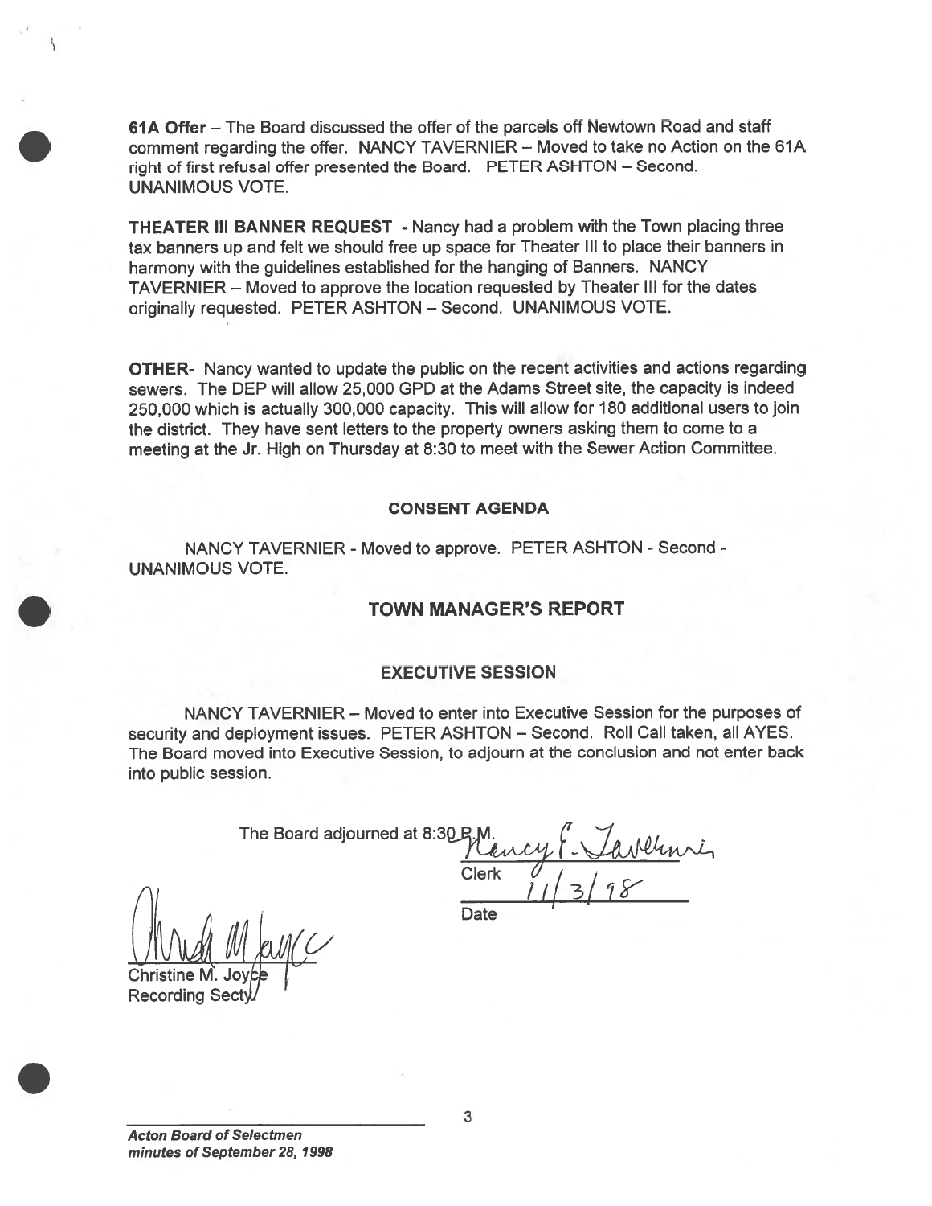**61A Offer** – The Board discussed the offer of the parcels off Newtown Road and staff comment regarding the offer. NANCY TAVERNIER – Moved to take no Action on the 61A right of first refusal offer presented the Board. PETER ASHTON – Second. UNANIMOUS VOTE.

**THEATER III BANNER REQUEST** - Nancy had a problem with the Town placing three tax banners up and felt we should free up space for Theater III to place their banners in harmony with the guidelines established for the hanging of Banners. NANCY TAVERNIER – Moved to approve the location requested by Theater III for the dates originally requested. PETER ASHTON – Second. UNANIMOUS VOTE.

**OTHER-** Nancy wanted to update the public on the recent activities and actions regarding sewers. The DEP will allow 25,000 GPD at the Adams Street site, the capacity is indeed 250,000 which is actually 300,000 capacity. This will allow for 180 additional users to join the district. They have sent letters to the property owners asking them to come to a meeting at the Jr. High on Thursday at 8:30 to meet with the Sewer Action Committee.

## CONSENT AGENDA

NANCY TAVERNIER - Moved to approve. PETER ASHTON - Second - UNANIMOUS VOTE.

## TOWN MANAGER'S REPORT

## EXECUTIVE SESSION

NANCY TAVERNIER – Moved to enter into Executive Session for the purposes of security and deployment issues. PETER ASHTON – Second. Roll Call taken, all AYES. The Board moved into Executive Session, to adjourn at the conclusion and not enter back into public session.

The Board adjourned at 8:30 P.M.

Nancy E. Tavernier
Clerk

11/3/98
Date

Christine M. Joyce
Recording Secty

*Acton Board of Selectmen*
*minutes of September 28, 1998*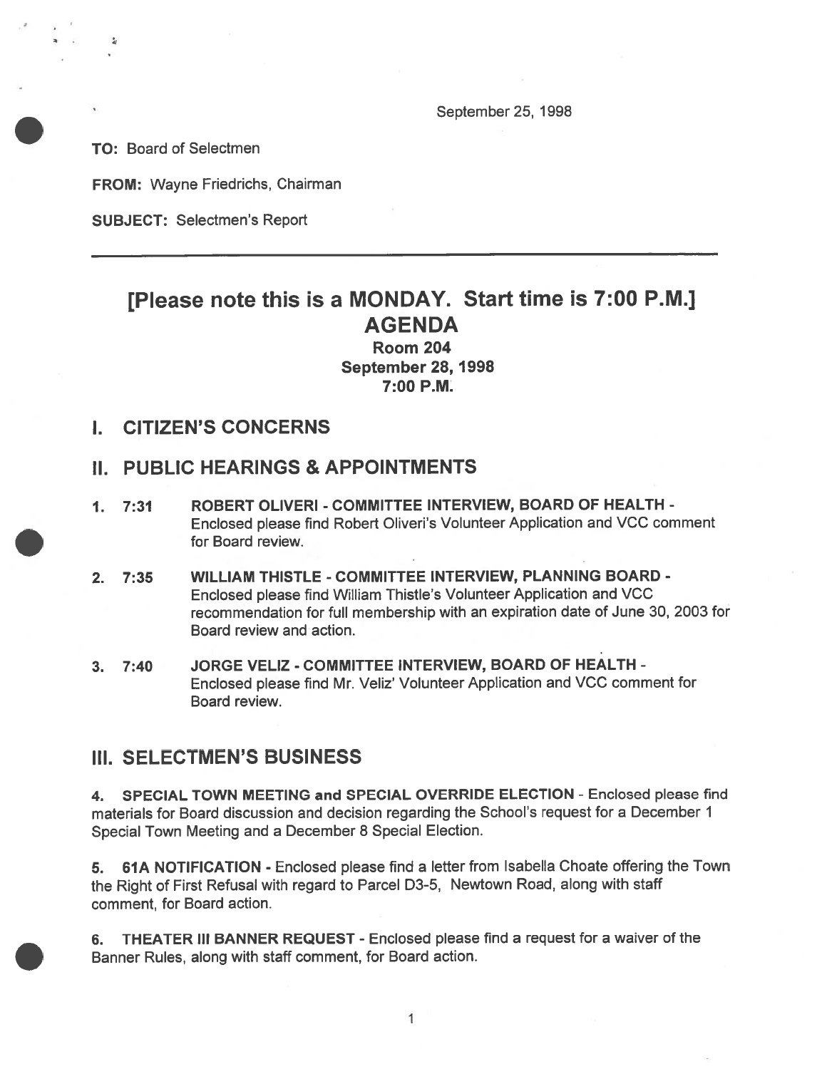September 25, 1998

**TO:** Board of Selectmen

**FROM:** Wayne Friedrichs, Chairman

**SUBJECT:** Selectmen's Report

---

## [Please note this is a MONDAY. Start time is 7:00 P.M.]
## AGENDA

**Room 204**
**September 28, 1998**
**7:00 P.M.**

## I. CITIZEN'S CONCERNS

## II. PUBLIC HEARINGS & APPOINTMENTS

1. **7:31 ROBERT OLIVERI - COMMITTEE INTERVIEW, BOARD OF HEALTH -** Enclosed please find Robert Oliveri's Volunteer Application and VCC comment for Board review.

2. **7:35 WILLIAM THISTLE - COMMITTEE INTERVIEW, PLANNING BOARD -** Enclosed please find William Thistle's Volunteer Application and VCC recommendation for full membership with an expiration date of June 30, 2003 for Board review and action.

3. **7:40 JORGE VELIZ - COMMITTEE INTERVIEW, BOARD OF HEALTH -** Enclosed please find Mr. Veliz' Volunteer Application and VCC comment for Board review.

## III. SELECTMEN'S BUSINESS

4. **SPECIAL TOWN MEETING and SPECIAL OVERRIDE ELECTION** - Enclosed please find materials for Board discussion and decision regarding the School's request for a December 1 Special Town Meeting and a December 8 Special Election.

5. **61A NOTIFICATION -** Enclosed please find a letter from Isabella Choate offering the Town the Right of First Refusal with regard to Parcel D3-5, Newtown Road, along with staff comment, for Board action.

6. **THEATER III BANNER REQUEST -** Enclosed please find a request for a waiver of the Banner Rules, along with staff comment, for Board action.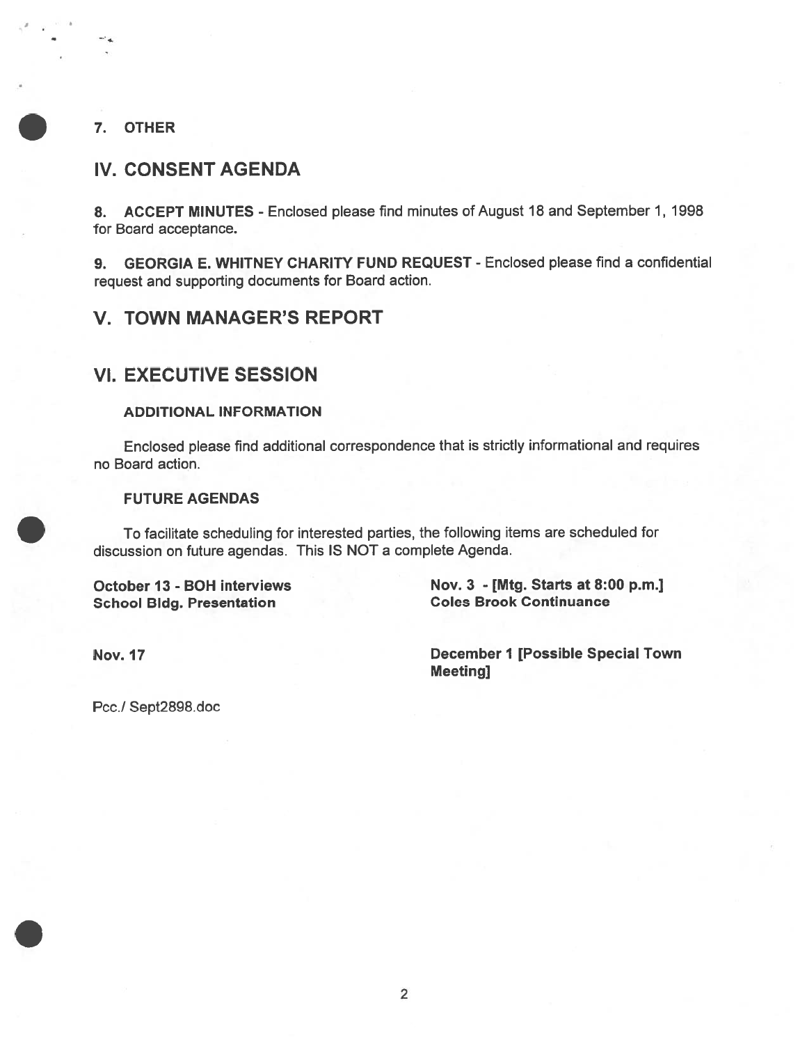### 7. OTHER

## IV. CONSENT AGENDA

**8. ACCEPT MINUTES** - Enclosed please find minutes of August 18 and September 1, 1998 for Board acceptance.

**9. GEORGIA E. WHITNEY CHARITY FUND REQUEST** - Enclosed please find a confidential request and supporting documents for Board action.

## V. TOWN MANAGER'S REPORT

## VI. EXECUTIVE SESSION

### ADDITIONAL INFORMATION

Enclosed please find additional correspondence that is strictly informational and requires no Board action.

### FUTURE AGENDAS

To facilitate scheduling for interested parties, the following items are scheduled for discussion on future agendas. This IS NOT a complete Agenda.

**October 13 - BOH interviews**
**School Bldg. Presentation**

**Nov. 3 - [Mtg. Starts at 8:00 p.m.]**
**Coles Brook Continuance**

**Nov. 17**

**December 1 [Possible Special Town Meeting]**

Pcc./ Sept2898.doc